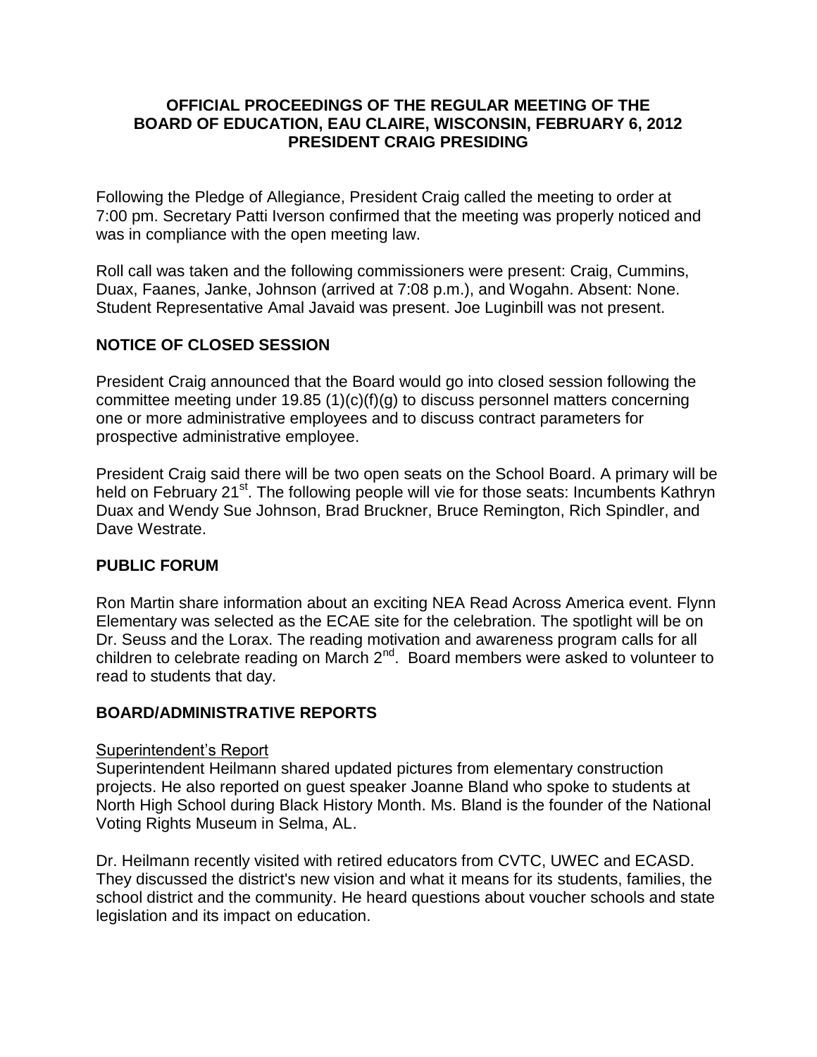**OFFICIAL PROCEEDINGS OF THE REGULAR MEETING OF THE BOARD OF EDUCATION, EAU CLAIRE, WISCONSIN, FEBRUARY 6, 2012 PRESIDENT CRAIG PRESIDING**

Following the Pledge of Allegiance, President Craig called the meeting to order at 7:00 pm. Secretary Patti Iverson confirmed that the meeting was properly noticed and was in compliance with the open meeting law.

Roll call was taken and the following commissioners were present: Craig, Cummins, Duax, Faanes, Janke, Johnson (arrived at 7:08 p.m.), and Wogahn. Absent: None. Student Representative Amal Javaid was present. Joe Luginbill was not present.

## NOTICE OF CLOSED SESSION

President Craig announced that the Board would go into closed session following the committee meeting under 19.85 (1)(c)(f)(g) to discuss personnel matters concerning one or more administrative employees and to discuss contract parameters for prospective administrative employee.

President Craig said there will be two open seats on the School Board. A primary will be held on February 21st. The following people will vie for those seats: Incumbents Kathryn Duax and Wendy Sue Johnson, Brad Bruckner, Bruce Remington, Rich Spindler, and Dave Westrate.

## PUBLIC FORUM

Ron Martin share information about an exciting NEA Read Across America event. Flynn Elementary was selected as the ECAE site for the celebration. The spotlight will be on Dr. Seuss and the Lorax. The reading motivation and awareness program calls for all children to celebrate reading on March 2nd. Board members were asked to volunteer to read to students that day.

## BOARD/ADMINISTRATIVE REPORTS

Superintendent's Report

Superintendent Heilmann shared updated pictures from elementary construction projects. He also reported on guest speaker Joanne Bland who spoke to students at North High School during Black History Month. Ms. Bland is the founder of the National Voting Rights Museum in Selma, AL.

Dr. Heilmann recently visited with retired educators from CVTC, UWEC and ECASD. They discussed the district's new vision and what it means for its students, families, the school district and the community. He heard questions about voucher schools and state legislation and its impact on education.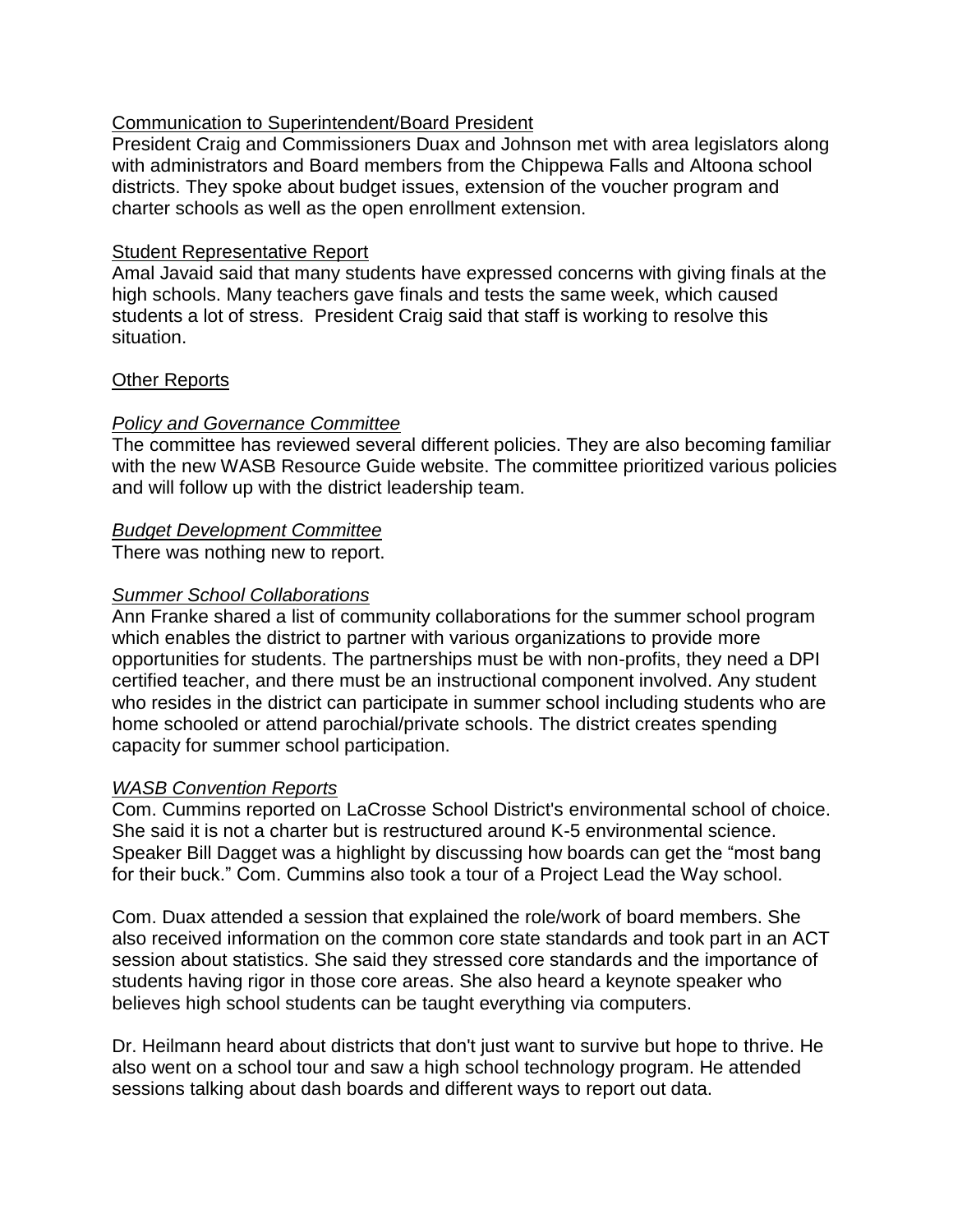<u>Communication to Superintendent/Board President</u>

President Craig and Commissioners Duax and Johnson met with area legislators along with administrators and Board members from the Chippewa Falls and Altoona school districts. They spoke about budget issues, extension of the voucher program and charter schools as well as the open enrollment extension.

<u>Student Representative Report</u>

Amal Javaid said that many students have expressed concerns with giving finals at the high schools. Many teachers gave finals and tests the same week, which caused students a lot of stress. President Craig said that staff is working to resolve this situation.

<u>Other Reports</u>

*<u>Policy and Governance Committee</u>*

The committee has reviewed several different policies. They are also becoming familiar with the new WASB Resource Guide website. The committee prioritized various policies and will follow up with the district leadership team.

*<u>Budget Development Committee</u>*

There was nothing new to report.

*<u>Summer School Collaborations</u>*

Ann Franke shared a list of community collaborations for the summer school program which enables the district to partner with various organizations to provide more opportunities for students. The partnerships must be with non-profits, they need a DPI certified teacher, and there must be an instructional component involved. Any student who resides in the district can participate in summer school including students who are home schooled or attend parochial/private schools. The district creates spending capacity for summer school participation.

*<u>WASB Convention Reports</u>*

Com. Cummins reported on LaCrosse School District's environmental school of choice. She said it is not a charter but is restructured around K-5 environmental science. Speaker Bill Dagget was a highlight by discussing how boards can get the "most bang for their buck." Com. Cummins also took a tour of a Project Lead the Way school.

Com. Duax attended a session that explained the role/work of board members. She also received information on the common core state standards and took part in an ACT session about statistics. She said they stressed core standards and the importance of students having rigor in those core areas. She also heard a keynote speaker who believes high school students can be taught everything via computers.

Dr. Heilmann heard about districts that don't just want to survive but hope to thrive. He also went on a school tour and saw a high school technology program. He attended sessions talking about dash boards and different ways to report out data.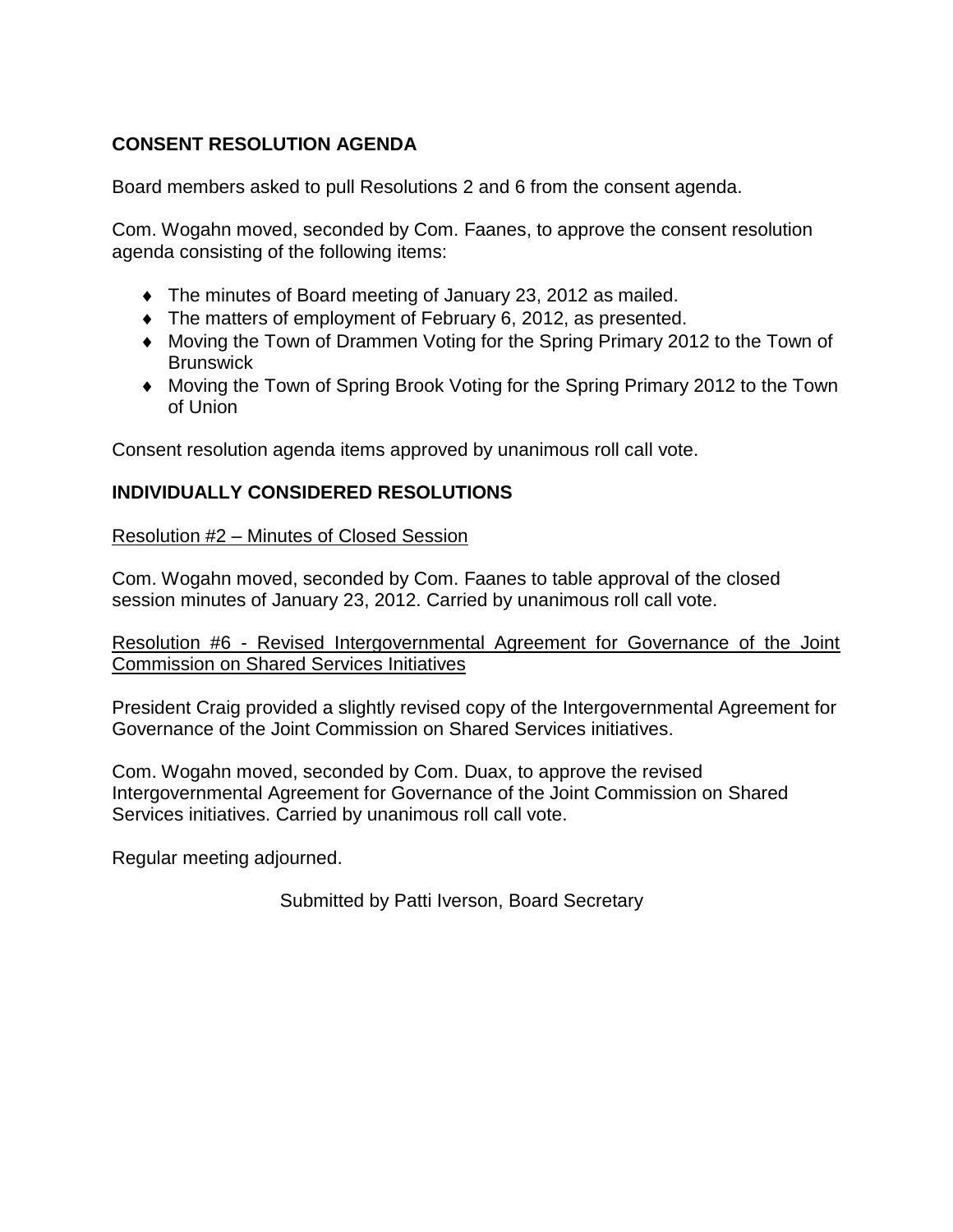**CONSENT RESOLUTION AGENDA**

Board members asked to pull Resolutions 2 and 6 from the consent agenda.

Com. Wogahn moved, seconded by Com. Faanes, to approve the consent resolution agenda consisting of the following items:

- The minutes of Board meeting of January 23, 2012 as mailed.
- The matters of employment of February 6, 2012, as presented.
- Moving the Town of Drammen Voting for the Spring Primary 2012 to the Town of Brunswick
- Moving the Town of Spring Brook Voting for the Spring Primary 2012 to the Town of Union

Consent resolution agenda items approved by unanimous roll call vote.

**INDIVIDUALLY CONSIDERED RESOLUTIONS**

<u>Resolution #2 – Minutes of Closed Session</u>

Com. Wogahn moved, seconded by Com. Faanes to table approval of the closed session minutes of January 23, 2012. Carried by unanimous roll call vote.

<u>Resolution #6 - Revised Intergovernmental Agreement for Governance of the Joint Commission on Shared Services Initiatives</u>

President Craig provided a slightly revised copy of the Intergovernmental Agreement for Governance of the Joint Commission on Shared Services initiatives.

Com. Wogahn moved, seconded by Com. Duax, to approve the revised Intergovernmental Agreement for Governance of the Joint Commission on Shared Services initiatives. Carried by unanimous roll call vote.

Regular meeting adjourned.

Submitted by Patti Iverson, Board Secretary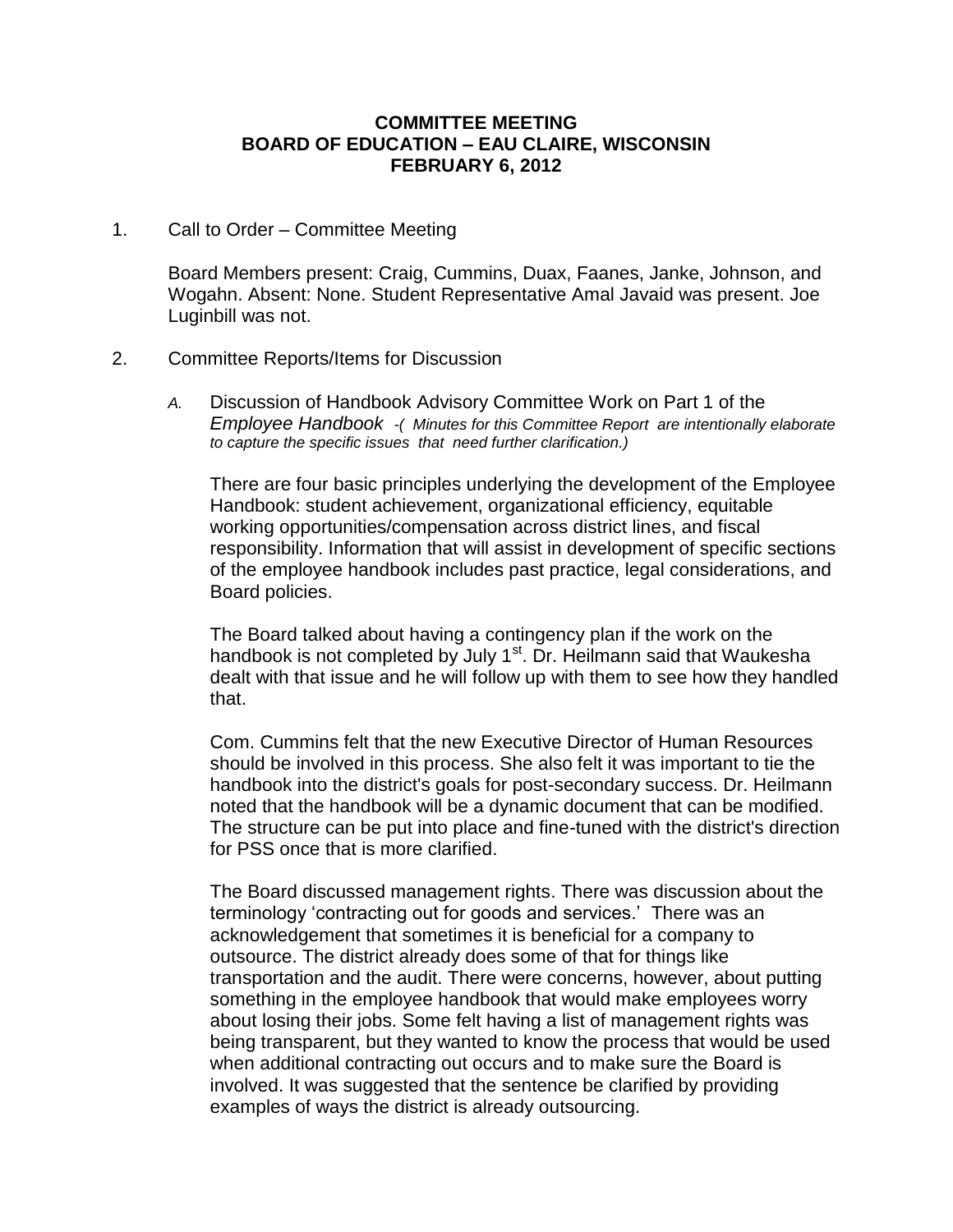**COMMITTEE MEETING**
**BOARD OF EDUCATION – EAU CLAIRE, WISCONSIN**
**FEBRUARY 6, 2012**

1. Call to Order – Committee Meeting

   Board Members present: Craig, Cummins, Duax, Faanes, Janke, Johnson, and Wogahn. Absent: None. Student Representative Amal Javaid was present. Joe Luginbill was not.

2. Committee Reports/Items for Discussion

   *A.* Discussion of Handbook Advisory Committee Work on Part 1 of the *Employee Handbook -( Minutes for this Committee Report are intentionally elaborate to capture the specific issues that need further clarification.)*

   There are four basic principles underlying the development of the Employee Handbook: student achievement, organizational efficiency, equitable working opportunities/compensation across district lines, and fiscal responsibility. Information that will assist in development of specific sections of the employee handbook includes past practice, legal considerations, and Board policies.

   The Board talked about having a contingency plan if the work on the handbook is not completed by July 1st. Dr. Heilmann said that Waukesha dealt with that issue and he will follow up with them to see how they handled that.

   Com. Cummins felt that the new Executive Director of Human Resources should be involved in this process. She also felt it was important to tie the handbook into the district's goals for post-secondary success. Dr. Heilmann noted that the handbook will be a dynamic document that can be modified. The structure can be put into place and fine-tuned with the district's direction for PSS once that is more clarified.

   The Board discussed management rights. There was discussion about the terminology 'contracting out for goods and services.' There was an acknowledgement that sometimes it is beneficial for a company to outsource. The district already does some of that for things like transportation and the audit. There were concerns, however, about putting something in the employee handbook that would make employees worry about losing their jobs. Some felt having a list of management rights was being transparent, but they wanted to know the process that would be used when additional contracting out occurs and to make sure the Board is involved. It was suggested that the sentence be clarified by providing examples of ways the district is already outsourcing.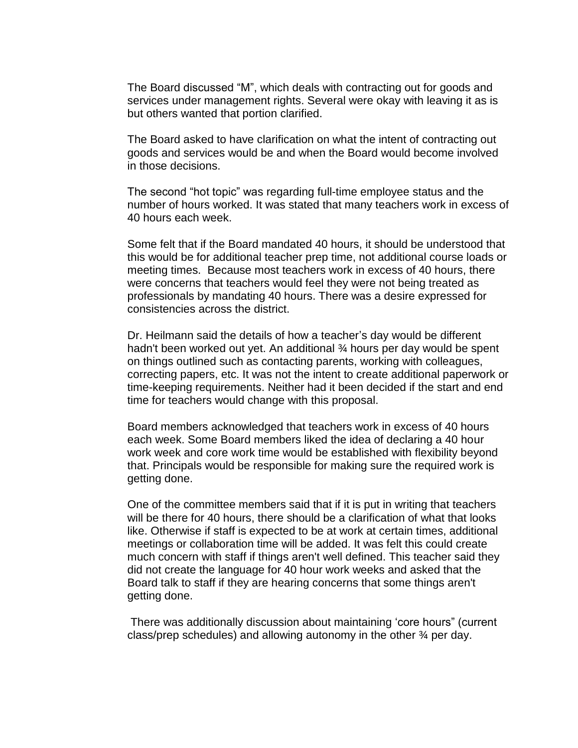The Board discussed “M”, which deals with contracting out for goods and services under management rights. Several were okay with leaving it as is but others wanted that portion clarified.

The Board asked to have clarification on what the intent of contracting out goods and services would be and when the Board would become involved in those decisions.

The second “hot topic” was regarding full-time employee status and the number of hours worked. It was stated that many teachers work in excess of 40 hours each week.

Some felt that if the Board mandated 40 hours, it should be understood that this would be for additional teacher prep time, not additional course loads or meeting times. Because most teachers work in excess of 40 hours, there were concerns that teachers would feel they were not being treated as professionals by mandating 40 hours. There was a desire expressed for consistencies across the district.

Dr. Heilmann said the details of how a teacher’s day would be different hadn't been worked out yet. An additional ¾ hours per day would be spent on things outlined such as contacting parents, working with colleagues, correcting papers, etc. It was not the intent to create additional paperwork or time-keeping requirements. Neither had it been decided if the start and end time for teachers would change with this proposal.

Board members acknowledged that teachers work in excess of 40 hours each week. Some Board members liked the idea of declaring a 40 hour work week and core work time would be established with flexibility beyond that. Principals would be responsible for making sure the required work is getting done.

One of the committee members said that if it is put in writing that teachers will be there for 40 hours, there should be a clarification of what that looks like. Otherwise if staff is expected to be at work at certain times, additional meetings or collaboration time will be added. It was felt this could create much concern with staff if things aren't well defined. This teacher said they did not create the language for 40 hour work weeks and asked that the Board talk to staff if they are hearing concerns that some things aren't getting done.

There was additionally discussion about maintaining ‘core hours” (current class/prep schedules) and allowing autonomy in the other ¾ per day.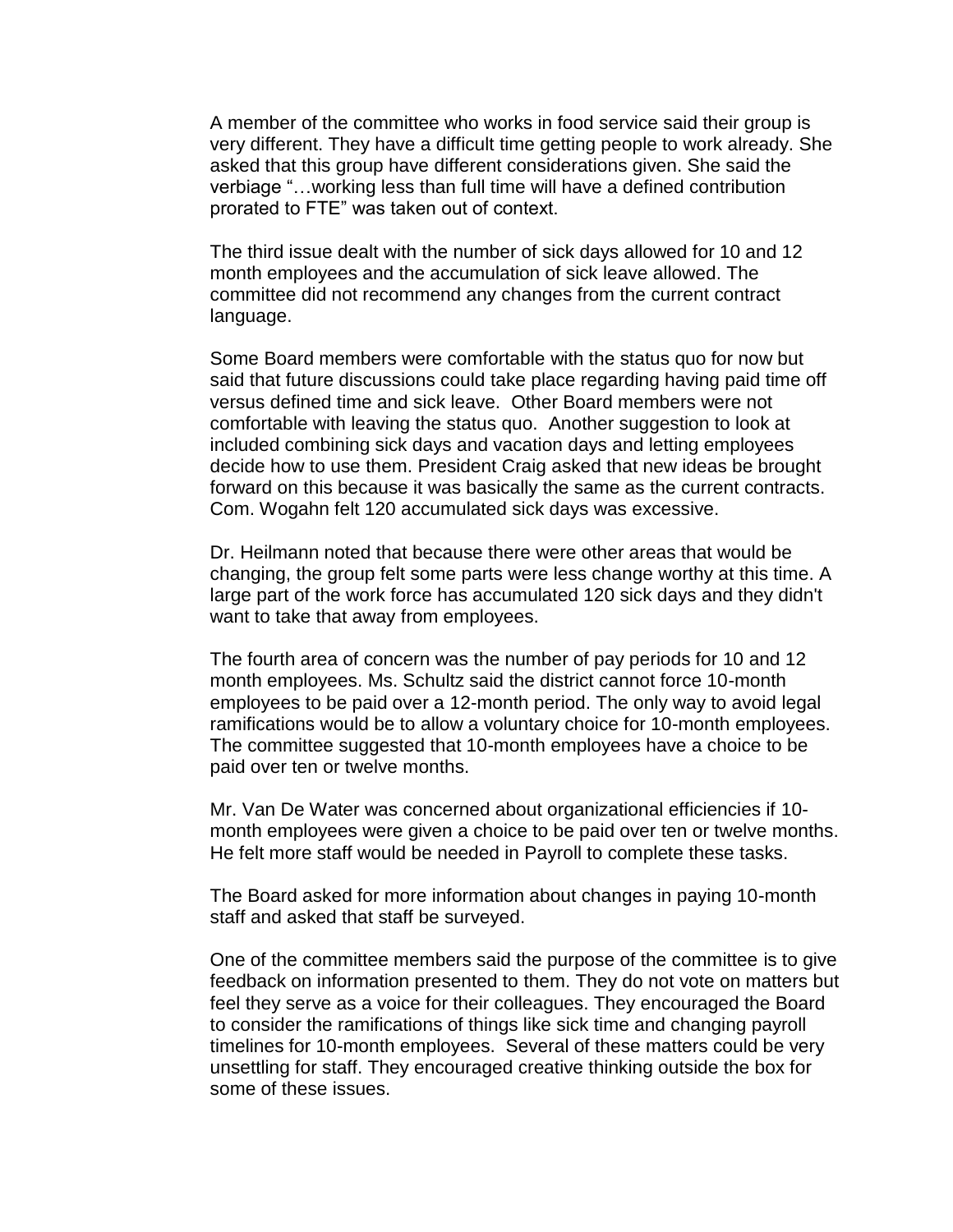A member of the committee who works in food service said their group is very different. They have a difficult time getting people to work already. She asked that this group have different considerations given. She said the verbiage "…working less than full time will have a defined contribution prorated to FTE" was taken out of context.

The third issue dealt with the number of sick days allowed for 10 and 12 month employees and the accumulation of sick leave allowed. The committee did not recommend any changes from the current contract language.

Some Board members were comfortable with the status quo for now but said that future discussions could take place regarding having paid time off versus defined time and sick leave. Other Board members were not comfortable with leaving the status quo. Another suggestion to look at included combining sick days and vacation days and letting employees decide how to use them. President Craig asked that new ideas be brought forward on this because it was basically the same as the current contracts. Com. Wogahn felt 120 accumulated sick days was excessive.

Dr. Heilmann noted that because there were other areas that would be changing, the group felt some parts were less change worthy at this time. A large part of the work force has accumulated 120 sick days and they didn't want to take that away from employees.

The fourth area of concern was the number of pay periods for 10 and 12 month employees. Ms. Schultz said the district cannot force 10-month employees to be paid over a 12-month period. The only way to avoid legal ramifications would be to allow a voluntary choice for 10-month employees. The committee suggested that 10-month employees have a choice to be paid over ten or twelve months.

Mr. Van De Water was concerned about organizational efficiencies if 10-month employees were given a choice to be paid over ten or twelve months. He felt more staff would be needed in Payroll to complete these tasks.

The Board asked for more information about changes in paying 10-month staff and asked that staff be surveyed.

One of the committee members said the purpose of the committee is to give feedback on information presented to them. They do not vote on matters but feel they serve as a voice for their colleagues. They encouraged the Board to consider the ramifications of things like sick time and changing payroll timelines for 10-month employees. Several of these matters could be very unsettling for staff. They encouraged creative thinking outside the box for some of these issues.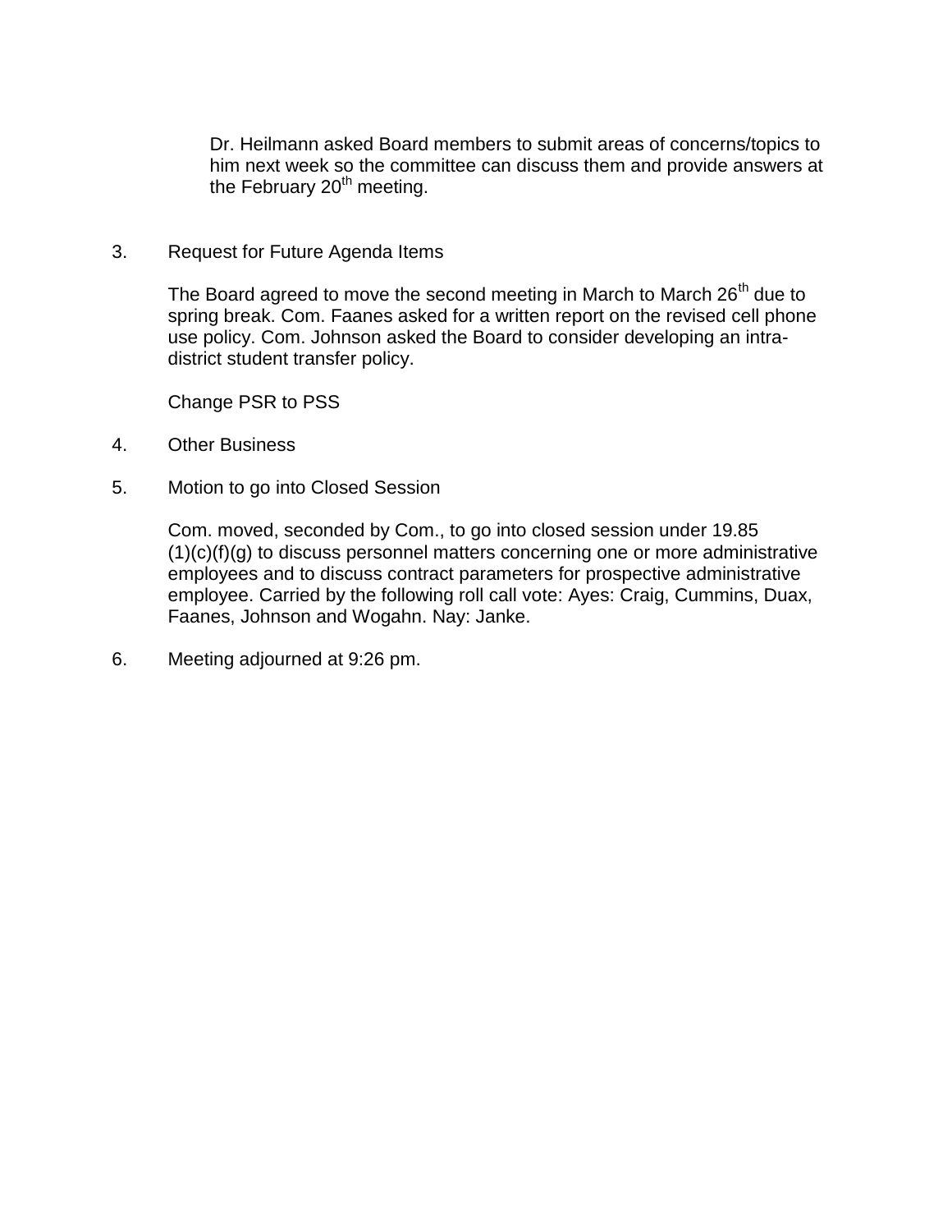Dr. Heilmann asked Board members to submit areas of concerns/topics to him next week so the committee can discuss them and provide answers at the February 20th meeting.

3. Request for Future Agenda Items

   The Board agreed to move the second meeting in March to March 26th due to spring break. Com. Faanes asked for a written report on the revised cell phone use policy. Com. Johnson asked the Board to consider developing an intra-district student transfer policy.

   Change PSR to PSS

4. Other Business

5. Motion to go into Closed Session

   Com. moved, seconded by Com., to go into closed session under 19.85 (1)(c)(f)(g) to discuss personnel matters concerning one or more administrative employees and to discuss contract parameters for prospective administrative employee. Carried by the following roll call vote: Ayes: Craig, Cummins, Duax, Faanes, Johnson and Wogahn. Nay: Janke.

6. Meeting adjourned at 9:26 pm.